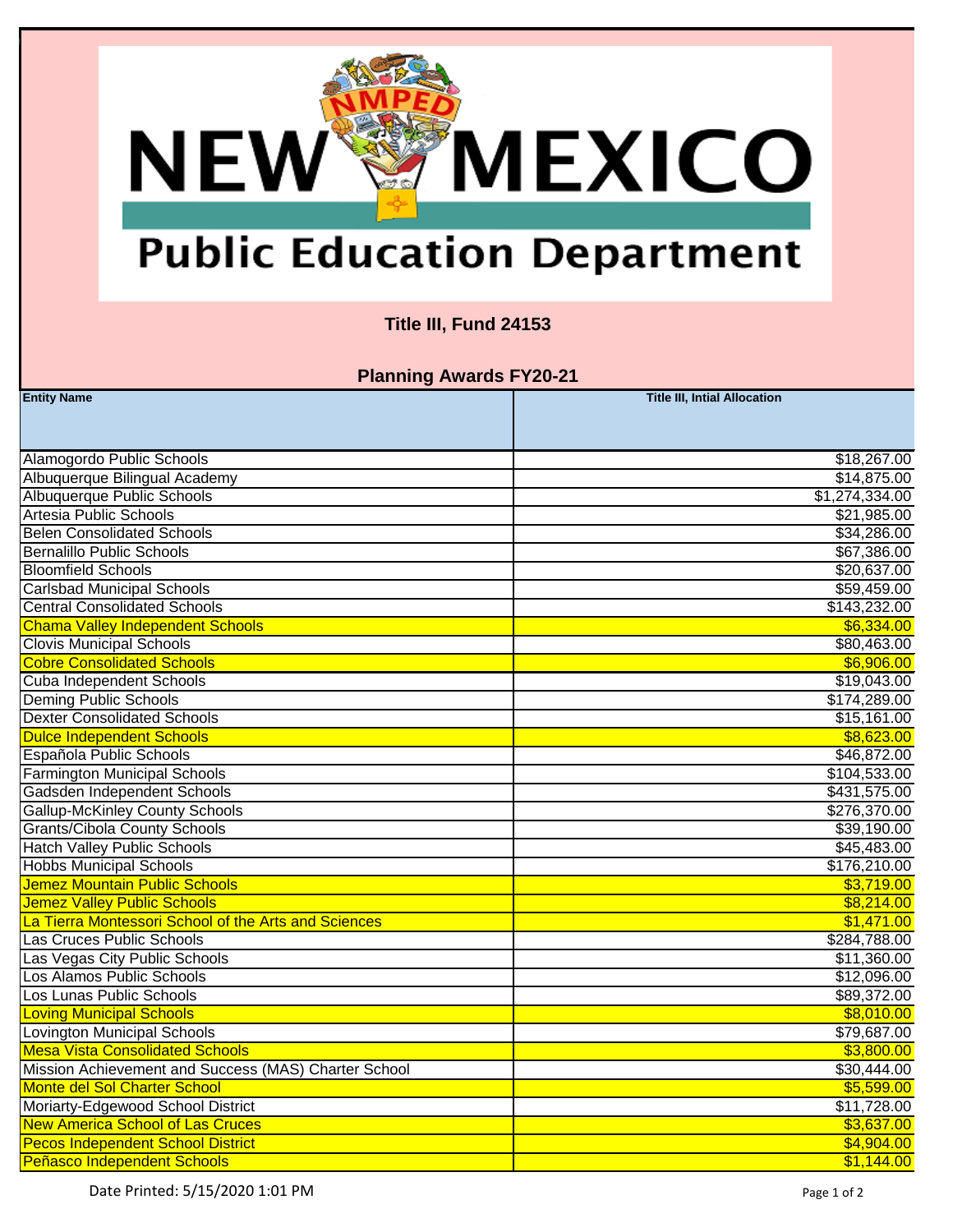# New Mexico Public Education Department

## Title III, Fund 24153

## Planning Awards FY20-21

| Entity Name | Title III, Intial Allocation |
|---|---:|
| Alamogordo Public Schools | $18,267.00 |
| Albuquerque Bilingual Academy | $14,875.00 |
| Albuquerque Public Schools | $1,274,334.00 |
| Artesia Public Schools | $21,985.00 |
| Belen Consolidated Schools | $34,286.00 |
| Bernalillo Public Schools | $67,386.00 |
| Bloomfield Schools | $20,637.00 |
| Carlsbad Municipal Schools | $59,459.00 |
| Central Consolidated Schools | $143,232.00 |
| Chama Valley Independent Schools | $6,334.00 |
| Clovis Municipal Schools | $80,463.00 |
| Cobre Consolidated Schools | $6,906.00 |
| Cuba Independent Schools | $19,043.00 |
| Deming Public Schools | $174,289.00 |
| Dexter Consolidated Schools | $15,161.00 |
| Dulce Independent Schools | $8,623.00 |
| Española Public Schools | $46,872.00 |
| Farmington Municipal Schools | $104,533.00 |
| Gadsden Independent Schools | $431,575.00 |
| Gallup-McKinley County Schools | $276,370.00 |
| Grants/Cibola County Schools | $39,190.00 |
| Hatch Valley Public Schools | $45,483.00 |
| Hobbs Municipal Schools | $176,210.00 |
| Jemez Mountain Public Schools | $3,719.00 |
| Jemez Valley Public Schools | $8,214.00 |
| La Tierra Montessori School of the Arts and Sciences | $1,471.00 |
| Las Cruces Public Schools | $284,788.00 |
| Las Vegas City Public Schools | $11,360.00 |
| Los Alamos Public Schools | $12,096.00 |
| Los Lunas Public Schools | $89,372.00 |
| Loving Municipal Schools | $8,010.00 |
| Lovington Municipal Schools | $79,687.00 |
| Mesa Vista Consolidated Schools | $3,800.00 |
| Mission Achievement and Success (MAS) Charter School | $30,444.00 |
| Monte del Sol Charter School | $5,599.00 |
| Moriarty-Edgewood School District | $11,728.00 |
| New America School of Las Cruces | $3,637.00 |
| Pecos Independent School District | $4,904.00 |
| Peñasco Independent Schools | $1,144.00 |

Date Printed: 5/15/2020 1:01 PM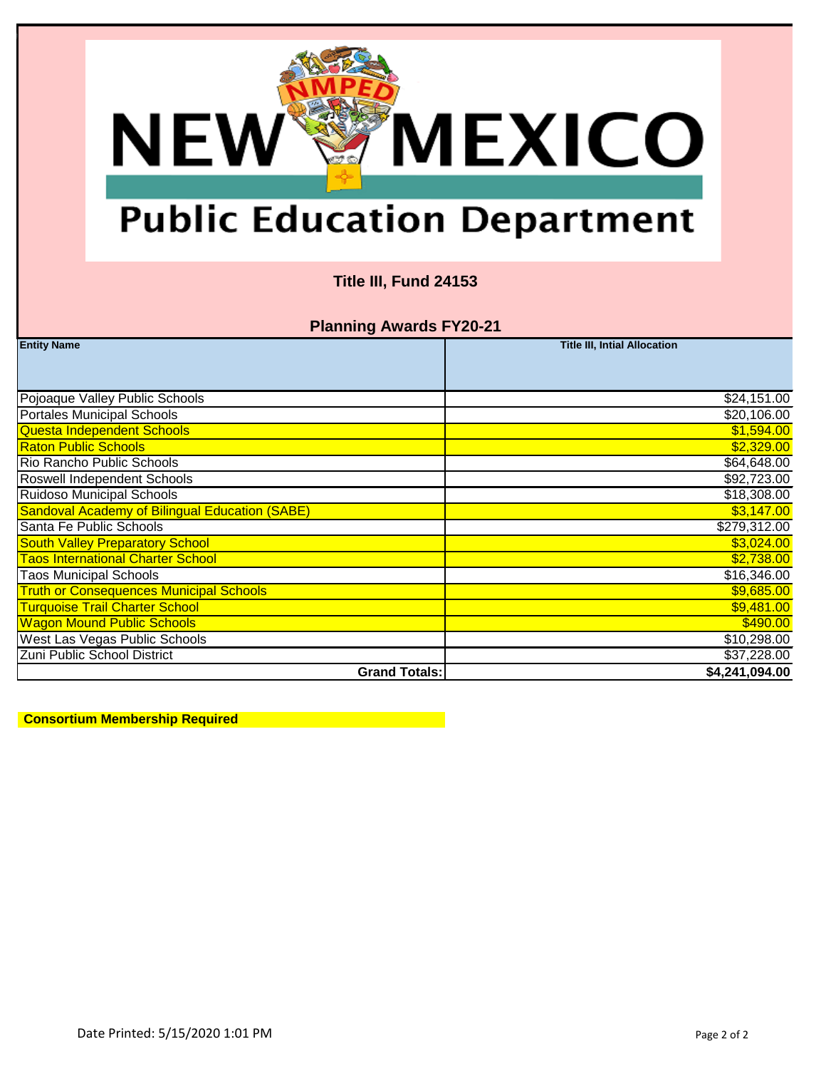# NEW MEXICO Public Education Department

## Title III, Fund 24153

## Planning Awards FY20-21

| Entity Name | Title III, Intial Allocation |
|---|---|
| Pojoaque Valley Public Schools | $24,151.00 |
| Portales Municipal Schools | $20,106.00 |
| Questa Independent Schools | $1,594.00 |
| Raton Public Schools | $2,329.00 |
| Rio Rancho Public Schools | $64,648.00 |
| Roswell Independent Schools | $92,723.00 |
| Ruidoso Municipal Schools | $18,308.00 |
| Sandoval Academy of Bilingual Education (SABE) | $3,147.00 |
| Santa Fe Public Schools | $279,312.00 |
| South Valley Preparatory School | $3,024.00 |
| Taos International Charter School | $2,738.00 |
| Taos Municipal Schools | $16,346.00 |
| Truth or Consequences Municipal Schools | $9,685.00 |
| Turquoise Trail Charter School | $9,481.00 |
| Wagon Mound Public Schools | $490.00 |
| West Las Vegas Public Schools | $10,298.00 |
| Zuni Public School District | $37,228.00 |
| **Grand Totals:** | **$4,241,094.00** |

**Consortium Membership Required**

Date Printed: 5/15/2020 1:01 PM